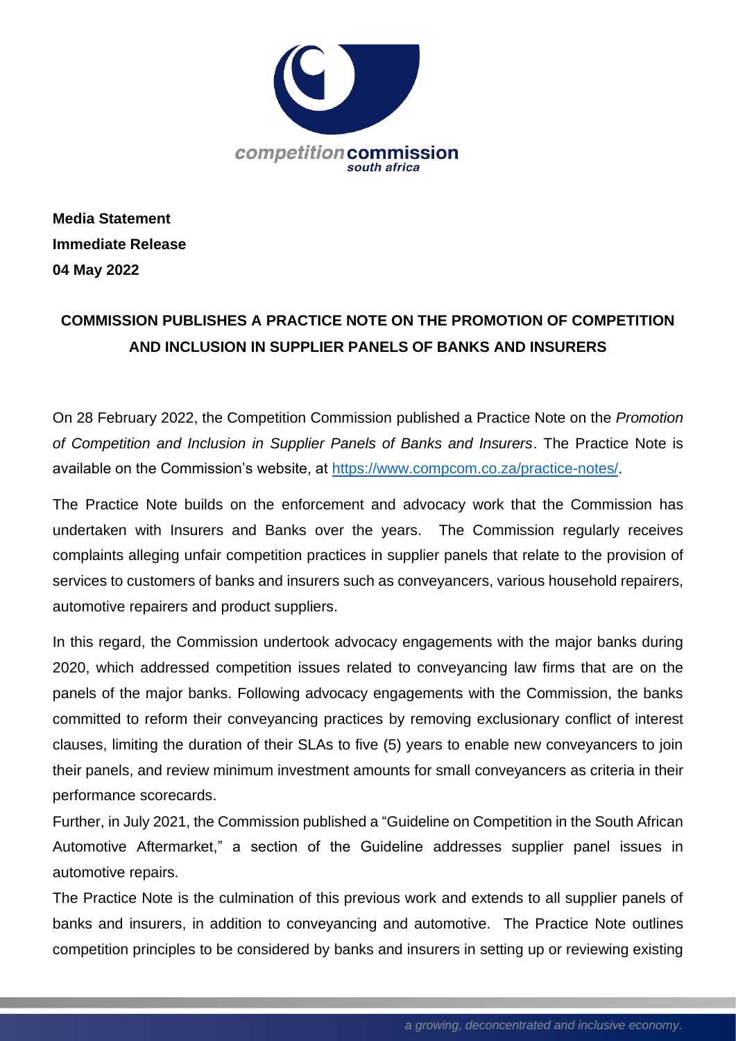**Media Statement**
**Immediate Release**
**04 May 2022**

## COMMISSION PUBLISHES A PRACTICE NOTE ON THE PROMOTION OF COMPETITION AND INCLUSION IN SUPPLIER PANELS OF BANKS AND INSURERS

On 28 February 2022, the Competition Commission published a Practice Note on the *Promotion of Competition and Inclusion in Supplier Panels of Banks and Insurers*. The Practice Note is available on the Commission's website, at https://www.compcom.co.za/practice-notes/.

The Practice Note builds on the enforcement and advocacy work that the Commission has undertaken with Insurers and Banks over the years. The Commission regularly receives complaints alleging unfair competition practices in supplier panels that relate to the provision of services to customers of banks and insurers such as conveyancers, various household repairers, automotive repairers and product suppliers.

In this regard, the Commission undertook advocacy engagements with the major banks during 2020, which addressed competition issues related to conveyancing law firms that are on the panels of the major banks. Following advocacy engagements with the Commission, the banks committed to reform their conveyancing practices by removing exclusionary conflict of interest clauses, limiting the duration of their SLAs to five (5) years to enable new conveyancers to join their panels, and review minimum investment amounts for small conveyancers as criteria in their performance scorecards.

Further, in July 2021, the Commission published a "Guideline on Competition in the South African Automotive Aftermarket," a section of the Guideline addresses supplier panel issues in automotive repairs.

The Practice Note is the culmination of this previous work and extends to all supplier panels of banks and insurers, in addition to conveyancing and automotive. The Practice Note outlines competition principles to be considered by banks and insurers in setting up or reviewing existing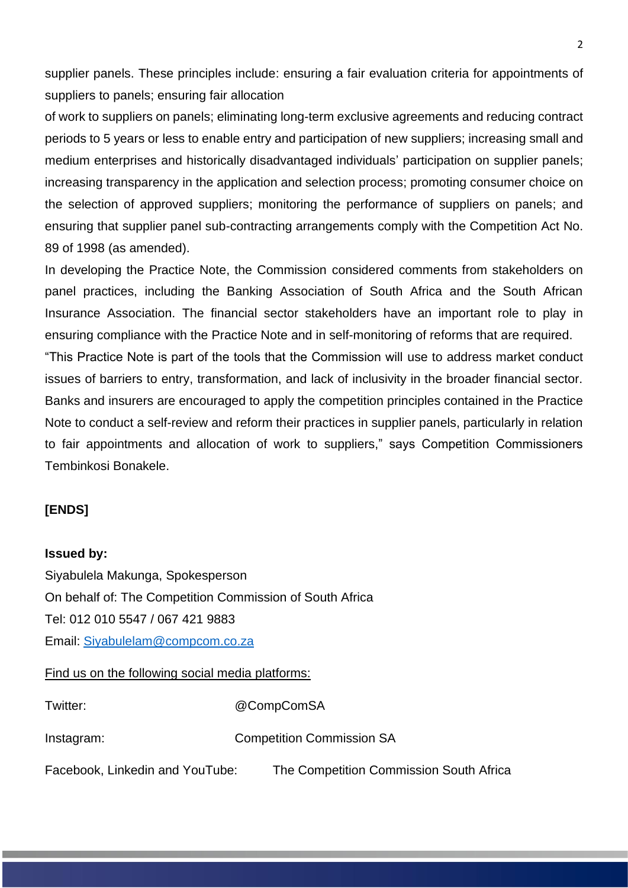supplier panels. These principles include: ensuring a fair evaluation criteria for appointments of suppliers to panels; ensuring fair allocation of work to suppliers on panels; eliminating long-term exclusive agreements and reducing contract periods to 5 years or less to enable entry and participation of new suppliers; increasing small and medium enterprises and historically disadvantaged individuals' participation on supplier panels; increasing transparency in the application and selection process; promoting consumer choice on the selection of approved suppliers; monitoring the performance of suppliers on panels; and ensuring that supplier panel sub-contracting arrangements comply with the Competition Act No. 89 of 1998 (as amended).

In developing the Practice Note, the Commission considered comments from stakeholders on panel practices, including the Banking Association of South Africa and the South African Insurance Association. The financial sector stakeholders have an important role to play in ensuring compliance with the Practice Note and in self-monitoring of reforms that are required.

"This Practice Note is part of the tools that the Commission will use to address market conduct issues of barriers to entry, transformation, and lack of inclusivity in the broader financial sector. Banks and insurers are encouraged to apply the competition principles contained in the Practice Note to conduct a self-review and reform their practices in supplier panels, particularly in relation to fair appointments and allocation of work to suppliers," says Competition Commissioners Tembinkosi Bonakele.

**[ENDS]**

**Issued by:**

Siyabulela Makunga, Spokesperson
On behalf of: The Competition Commission of South Africa
Tel: 012 010 5547 / 067 421 9883
Email: Siyabulelam@compcom.co.za

Find us on the following social media platforms:

Twitter: @CompComSA

Instagram: Competition Commission SA

Facebook, Linkedin and YouTube: The Competition Commission South Africa